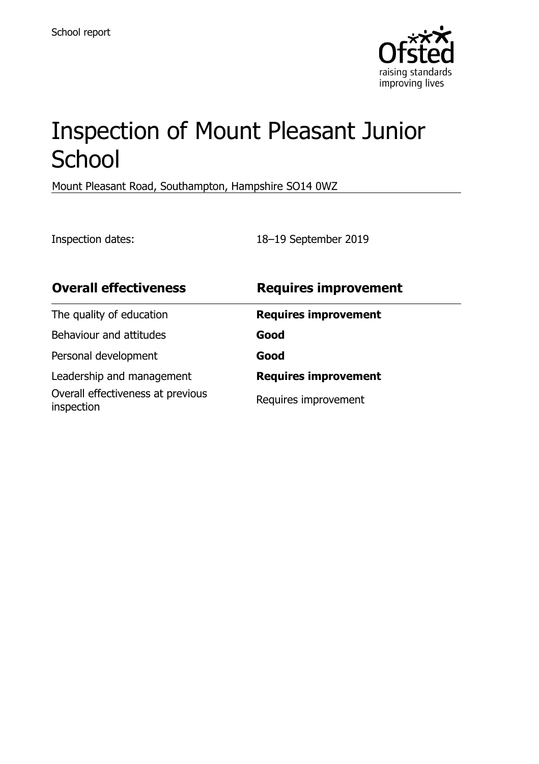School report

# Inspection of Mount Pleasant Junior School

Mount Pleasant Road, Southampton, Hampshire SO14 0WZ

Inspection dates: 18–19 September 2019

| **Overall effectiveness** | **Requires improvement** |
| --- | --- |
| The quality of education | **Requires improvement** |
| Behaviour and attitudes | **Good** |
| Personal development | **Good** |
| Leadership and management | **Requires improvement** |
| Overall effectiveness at previous inspection | Requires improvement |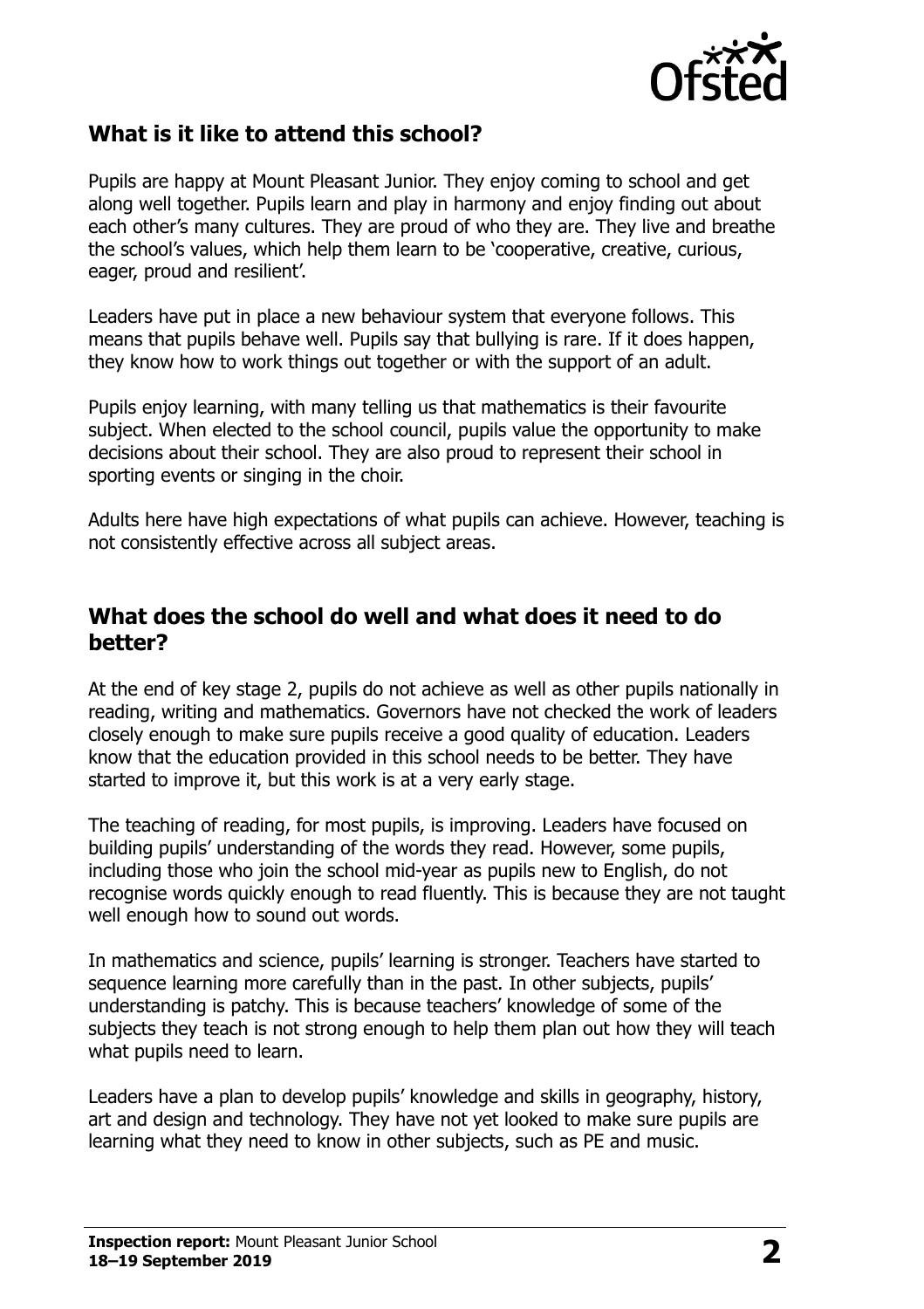## What is it like to attend this school?

Pupils are happy at Mount Pleasant Junior. They enjoy coming to school and get along well together. Pupils learn and play in harmony and enjoy finding out about each other's many cultures. They are proud of who they are. They live and breathe the school's values, which help them learn to be 'cooperative, creative, curious, eager, proud and resilient'.

Leaders have put in place a new behaviour system that everyone follows. This means that pupils behave well. Pupils say that bullying is rare. If it does happen, they know how to work things out together or with the support of an adult.

Pupils enjoy learning, with many telling us that mathematics is their favourite subject. When elected to the school council, pupils value the opportunity to make decisions about their school. They are also proud to represent their school in sporting events or singing in the choir.

Adults here have high expectations of what pupils can achieve. However, teaching is not consistently effective across all subject areas.

## What does the school do well and what does it need to do better?

At the end of key stage 2, pupils do not achieve as well as other pupils nationally in reading, writing and mathematics. Governors have not checked the work of leaders closely enough to make sure pupils receive a good quality of education. Leaders know that the education provided in this school needs to be better. They have started to improve it, but this work is at a very early stage.

The teaching of reading, for most pupils, is improving. Leaders have focused on building pupils' understanding of the words they read. However, some pupils, including those who join the school mid-year as pupils new to English, do not recognise words quickly enough to read fluently. This is because they are not taught well enough how to sound out words.

In mathematics and science, pupils' learning is stronger. Teachers have started to sequence learning more carefully than in the past. In other subjects, pupils' understanding is patchy. This is because teachers' knowledge of some of the subjects they teach is not strong enough to help them plan out how they will teach what pupils need to learn.

Leaders have a plan to develop pupils' knowledge and skills in geography, history, art and design and technology. They have not yet looked to make sure pupils are learning what they need to know in other subjects, such as PE and music.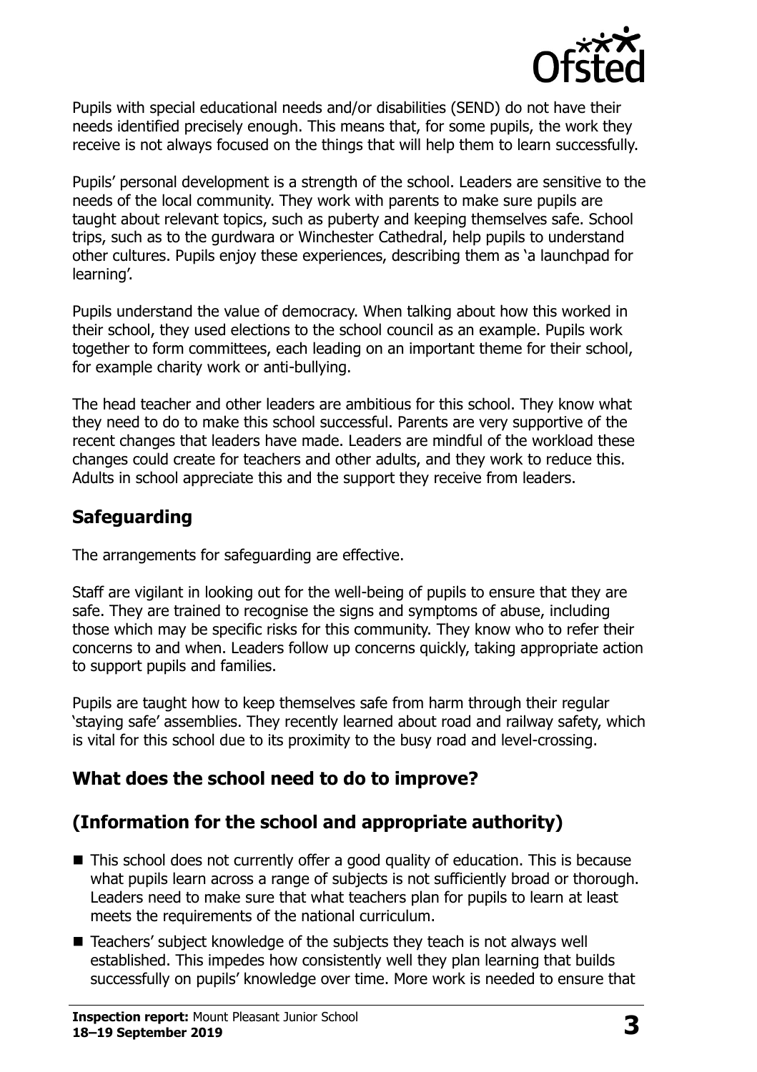Pupils with special educational needs and/or disabilities (SEND) do not have their needs identified precisely enough. This means that, for some pupils, the work they receive is not always focused on the things that will help them to learn successfully.

Pupils' personal development is a strength of the school. Leaders are sensitive to the needs of the local community. They work with parents to make sure pupils are taught about relevant topics, such as puberty and keeping themselves safe. School trips, such as to the gurdwara or Winchester Cathedral, help pupils to understand other cultures. Pupils enjoy these experiences, describing them as 'a launchpad for learning'.

Pupils understand the value of democracy. When talking about how this worked in their school, they used elections to the school council as an example. Pupils work together to form committees, each leading on an important theme for their school, for example charity work or anti-bullying.

The head teacher and other leaders are ambitious for this school. They know what they need to do to make this school successful. Parents are very supportive of the recent changes that leaders have made. Leaders are mindful of the workload these changes could create for teachers and other adults, and they work to reduce this. Adults in school appreciate this and the support they receive from leaders.

## Safeguarding

The arrangements for safeguarding are effective.

Staff are vigilant in looking out for the well-being of pupils to ensure that they are safe. They are trained to recognise the signs and symptoms of abuse, including those which may be specific risks for this community. They know who to refer their concerns to and when. Leaders follow up concerns quickly, taking appropriate action to support pupils and families.

Pupils are taught how to keep themselves safe from harm through their regular 'staying safe' assemblies. They recently learned about road and railway safety, which is vital for this school due to its proximity to the busy road and level-crossing.

## What does the school need to do to improve?

## (Information for the school and appropriate authority)

- This school does not currently offer a good quality of education. This is because what pupils learn across a range of subjects is not sufficiently broad or thorough. Leaders need to make sure that what teachers plan for pupils to learn at least meets the requirements of the national curriculum.
- Teachers' subject knowledge of the subjects they teach is not always well established. This impedes how consistently well they plan learning that builds successfully on pupils' knowledge over time. More work is needed to ensure that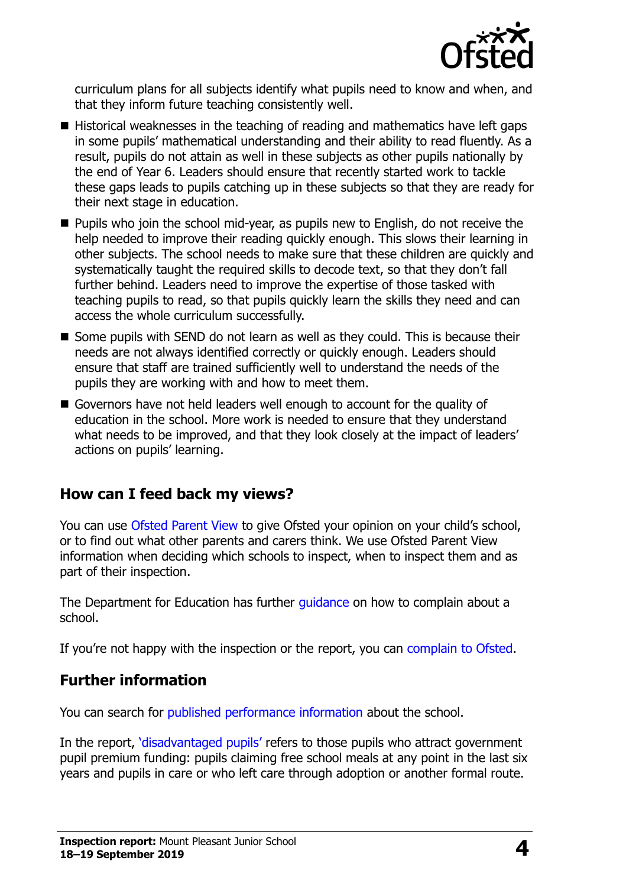curriculum plans for all subjects identify what pupils need to know and when, and that they inform future teaching consistently well.

- Historical weaknesses in the teaching of reading and mathematics have left gaps in some pupils' mathematical understanding and their ability to read fluently. As a result, pupils do not attain as well in these subjects as other pupils nationally by the end of Year 6. Leaders should ensure that recently started work to tackle these gaps leads to pupils catching up in these subjects so that they are ready for their next stage in education.
- Pupils who join the school mid-year, as pupils new to English, do not receive the help needed to improve their reading quickly enough. This slows their learning in other subjects. The school needs to make sure that these children are quickly and systematically taught the required skills to decode text, so that they don't fall further behind. Leaders need to improve the expertise of those tasked with teaching pupils to read, so that pupils quickly learn the skills they need and can access the whole curriculum successfully.
- Some pupils with SEND do not learn as well as they could. This is because their needs are not always identified correctly or quickly enough. Leaders should ensure that staff are trained sufficiently well to understand the needs of the pupils they are working with and how to meet them.
- Governors have not held leaders well enough to account for the quality of education in the school. More work is needed to ensure that they understand what needs to be improved, and that they look closely at the impact of leaders' actions on pupils' learning.

## How can I feed back my views?

You can use Ofsted Parent View to give Ofsted your opinion on your child's school, or to find out what other parents and carers think. We use Ofsted Parent View information when deciding which schools to inspect, when to inspect them and as part of their inspection.

The Department for Education has further guidance on how to complain about a school.

If you're not happy with the inspection or the report, you can complain to Ofsted.

## Further information

You can search for published performance information about the school.

In the report, 'disadvantaged pupils' refers to those pupils who attract government pupil premium funding: pupils claiming free school meals at any point in the last six years and pupils in care or who left care through adoption or another formal route.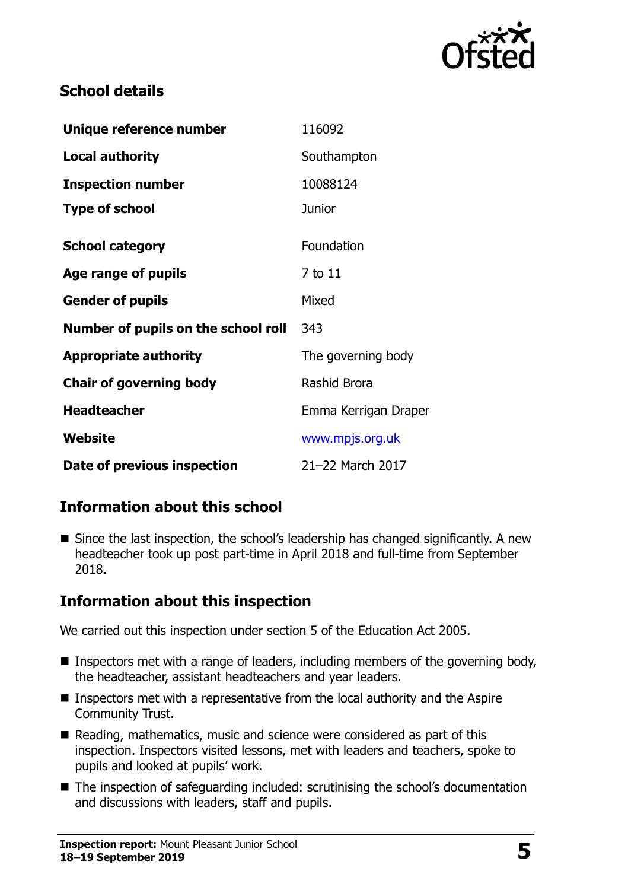## School details

| | |
|---|---|
| **Unique reference number** | 116092 |
| **Local authority** | Southampton |
| **Inspection number** | 10088124 |
| **Type of school** | Junior |
| **School category** | Foundation |
| **Age range of pupils** | 7 to 11 |
| **Gender of pupils** | Mixed |
| **Number of pupils on the school roll** | 343 |
| **Appropriate authority** | The governing body |
| **Chair of governing body** | Rashid Brora |
| **Headteacher** | Emma Kerrigan Draper |
| **Website** | www.mpjs.org.uk |
| **Date of previous inspection** | 21–22 March 2017 |

## Information about this school

- Since the last inspection, the school's leadership has changed significantly. A new headteacher took up post part-time in April 2018 and full-time from September 2018.

## Information about this inspection

We carried out this inspection under section 5 of the Education Act 2005.

- Inspectors met with a range of leaders, including members of the governing body, the headteacher, assistant headteachers and year leaders.
- Inspectors met with a representative from the local authority and the Aspire Community Trust.
- Reading, mathematics, music and science were considered as part of this inspection. Inspectors visited lessons, met with leaders and teachers, spoke to pupils and looked at pupils' work.
- The inspection of safeguarding included: scrutinising the school's documentation and discussions with leaders, staff and pupils.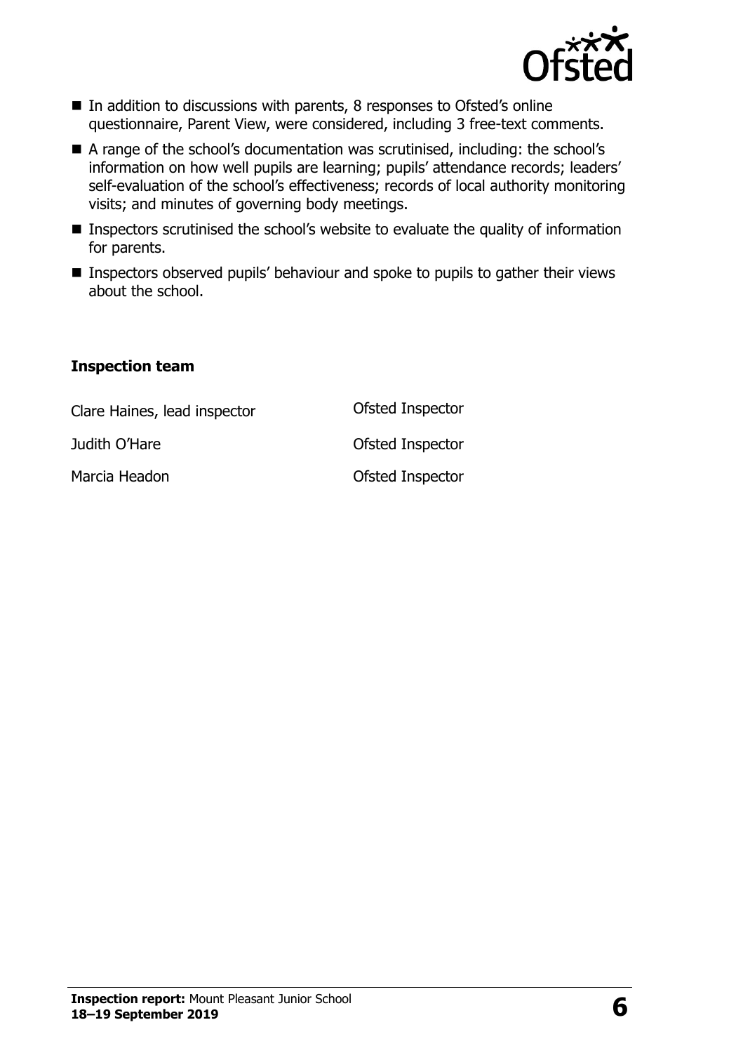- In addition to discussions with parents, 8 responses to Ofsted's online questionnaire, Parent View, were considered, including 3 free-text comments.
- A range of the school's documentation was scrutinised, including: the school's information on how well pupils are learning; pupils' attendance records; leaders' self-evaluation of the school's effectiveness; records of local authority monitoring visits; and minutes of governing body meetings.
- Inspectors scrutinised the school's website to evaluate the quality of information for parents.
- Inspectors observed pupils' behaviour and spoke to pupils to gather their views about the school.

## Inspection team

| | |
|---|---|
| Clare Haines, lead inspector | Ofsted Inspector |
| Judith O'Hare | Ofsted Inspector |
| Marcia Headon | Ofsted Inspector |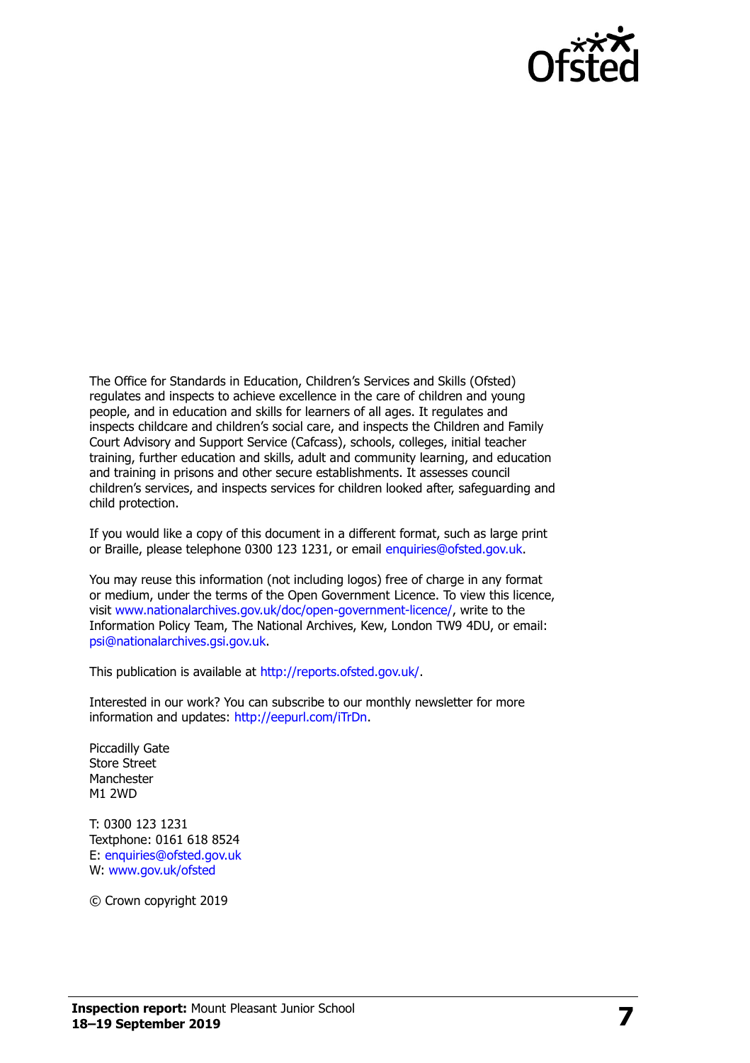The Office for Standards in Education, Children's Services and Skills (Ofsted) regulates and inspects to achieve excellence in the care of children and young people, and in education and skills for learners of all ages. It regulates and inspects childcare and children's social care, and inspects the Children and Family Court Advisory and Support Service (Cafcass), schools, colleges, initial teacher training, further education and skills, adult and community learning, and education and training in prisons and other secure establishments. It assesses council children's services, and inspects services for children looked after, safeguarding and child protection.

If you would like a copy of this document in a different format, such as large print or Braille, please telephone 0300 123 1231, or email enquiries@ofsted.gov.uk.

You may reuse this information (not including logos) free of charge in any format or medium, under the terms of the Open Government Licence. To view this licence, visit www.nationalarchives.gov.uk/doc/open-government-licence/, write to the Information Policy Team, The National Archives, Kew, London TW9 4DU, or email: psi@nationalarchives.gsi.gov.uk.

This publication is available at http://reports.ofsted.gov.uk/.

Interested in our work? You can subscribe to our monthly newsletter for more information and updates: http://eepurl.com/iTrDn.

Piccadilly Gate
Store Street
Manchester
M1 2WD

T: 0300 123 1231
Textphone: 0161 618 8524
E: enquiries@ofsted.gov.uk
W: www.gov.uk/ofsted

© Crown copyright 2019